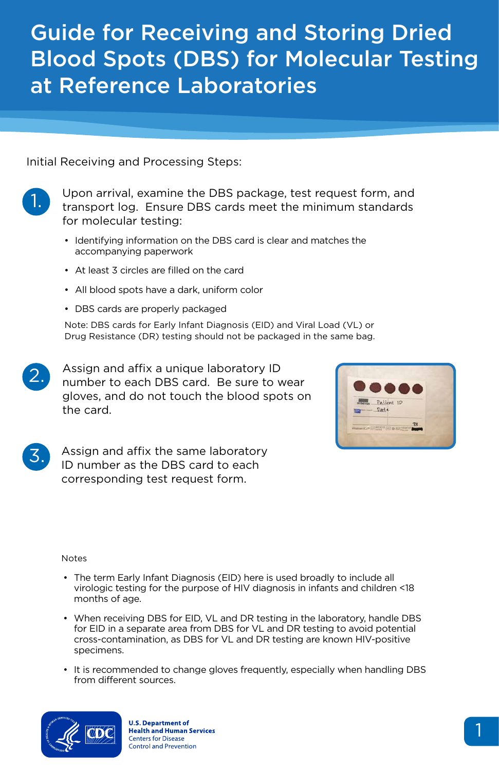# Guide for Receiving and Storing Dried Blood Spots (DBS) for Molecular Testing at Reference Laboratories

Initial Receiving and Processing Steps:

1. Upon arrival, examine the DBS package, test request form, and transport log. Ensure DBS cards meet the minimum standards for molecular testing:
   - Identifying information on the DBS card is clear and matches the accompanying paperwork
   - At least 3 circles are filled on the card
   - All blood spots have a dark, uniform color
   - DBS cards are properly packaged

   Note: DBS cards for Early Infant Diagnosis (EID) and Viral Load (VL) or Drug Resistance (DR) testing should not be packaged in the same bag.

2. Assign and affix a unique laboratory ID number to each DBS card. Be sure to wear gloves, and do not touch the blood spots on the card.

3. Assign and affix the same laboratory ID number as the DBS card to each corresponding test request form.

Notes

- The term Early Infant Diagnosis (EID) here is used broadly to include all virologic testing for the purpose of HIV diagnosis in infants and children <18 months of age.
- When receiving DBS for EID, VL and DR testing in the laboratory, handle DBS for EID in a separate area from DBS for VL and DR testing to avoid potential cross-contamination, as DBS for VL and DR testing are known HIV-positive specimens.
- It is recommended to change gloves frequently, especially when handling DBS from different sources.

U.S. Department of Health and Human Services
Centers for Disease Control and Prevention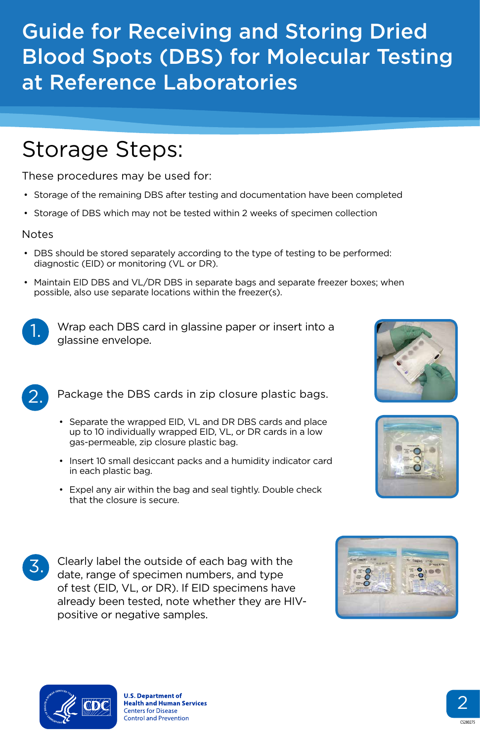# Guide for Receiving and Storing Dried Blood Spots (DBS) for Molecular Testing at Reference Laboratories

## Storage Steps:

These procedures may be used for:

- Storage of the remaining DBS after testing and documentation have been completed
- Storage of DBS which may not be tested within 2 weeks of specimen collection

### Notes

- DBS should be stored separately according to the type of testing to be performed: diagnostic (EID) or monitoring (VL or DR).
- Maintain EID DBS and VL/DR DBS in separate bags and separate freezer boxes; when possible, also use separate locations within the freezer(s).

1. Wrap each DBS card in glassine paper or insert into a glassine envelope.

2. Package the DBS cards in zip closure plastic bags.
   - Separate the wrapped EID, VL and DR DBS cards and place up to 10 individually wrapped EID, VL, or DR cards in a low gas-permeable, zip closure plastic bag.
   - Insert 10 small desiccant packs and a humidity indicator card in each plastic bag.
   - Expel any air within the bag and seal tightly. Double check that the closure is secure.

3. Clearly label the outside of each bag with the date, range of specimen numbers, and type of test (EID, VL, or DR). If EID specimens have already been tested, note whether they are HIV-positive or negative samples.

U.S. Department of Health and Human Services
Centers for Disease Control and Prevention

CS280275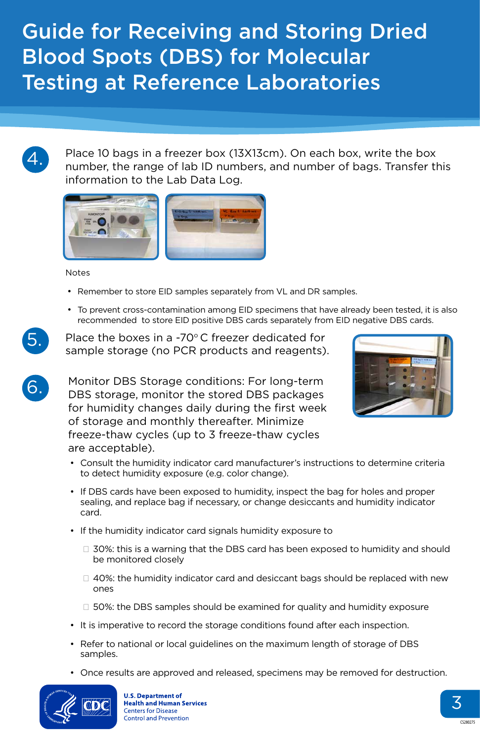# Guide for Receiving and Storing Dried Blood Spots (DBS) for Molecular Testing at Reference Laboratories

4. Place 10 bags in a freezer box (13X13cm). On each box, write the box number, the range of lab ID numbers, and number of bags. Transfer this information to the Lab Data Log.

Notes

- Remember to store EID samples separately from VL and DR samples.
- To prevent cross-contamination among EID specimens that have already been tested, it is also recommended to store EID positive DBS cards separately from EID negative DBS cards.

5. Place the boxes in a -70° C freezer dedicated for sample storage (no PCR products and reagents).

6. Monitor DBS Storage conditions: For long-term DBS storage, monitor the stored DBS packages for humidity changes daily during the first week of storage and monthly thereafter. Minimize freeze-thaw cycles (up to 3 freeze-thaw cycles are acceptable).

- Consult the humidity indicator card manufacturer's instructions to determine criteria to detect humidity exposure (e.g. color change).
- If DBS cards have been exposed to humidity, inspect the bag for holes and proper sealing, and replace bag if necessary, or change desiccants and humidity indicator card.
- If the humidity indicator card signals humidity exposure to
  - 30%: this is a warning that the DBS card has been exposed to humidity and should be monitored closely
  - 40%: the humidity indicator card and desiccant bags should be replaced with new ones
  - 50%: the DBS samples should be examined for quality and humidity exposure
- It is imperative to record the storage conditions found after each inspection.
- Refer to national or local guidelines on the maximum length of storage of DBS samples.
- Once results are approved and released, specimens may be removed for destruction.

U.S. Department of Health and Human Services
Centers for Disease Control and Prevention

CS280275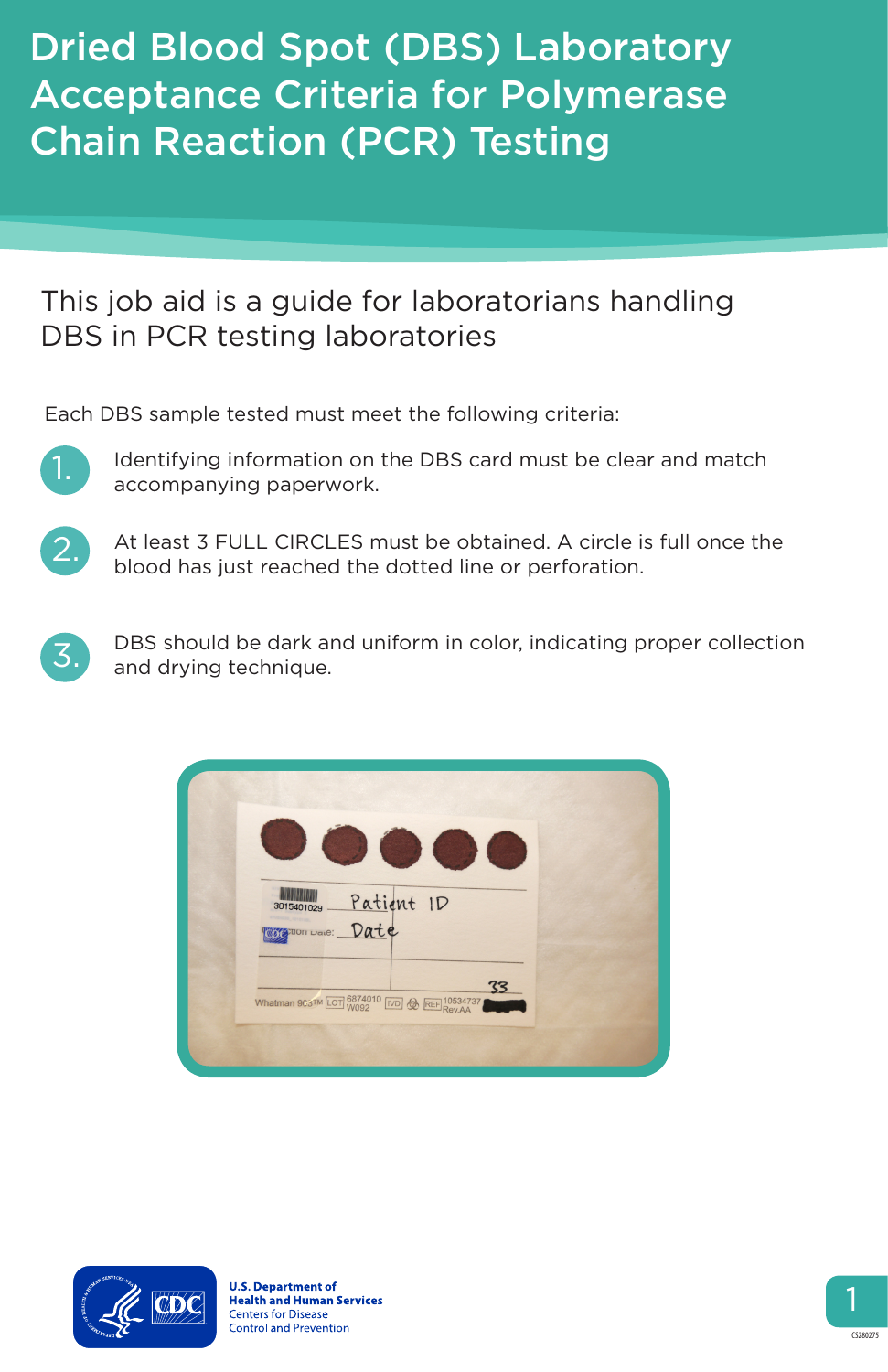# Dried Blood Spot (DBS) Laboratory Acceptance Criteria for Polymerase Chain Reaction (PCR) Testing

## This job aid is a guide for laboratorians handling DBS in PCR testing laboratories

Each DBS sample tested must meet the following criteria:

1. Identifying information on the DBS card must be clear and match accompanying paperwork.
2. At least 3 FULL CIRCLES must be obtained. A circle is full once the blood has just reached the dotted line or perforation.
3. DBS should be dark and uniform in color, indicating proper collection and drying technique.

U.S. Department of Health and Human Services
Centers for Disease Control and Prevention

CS280275